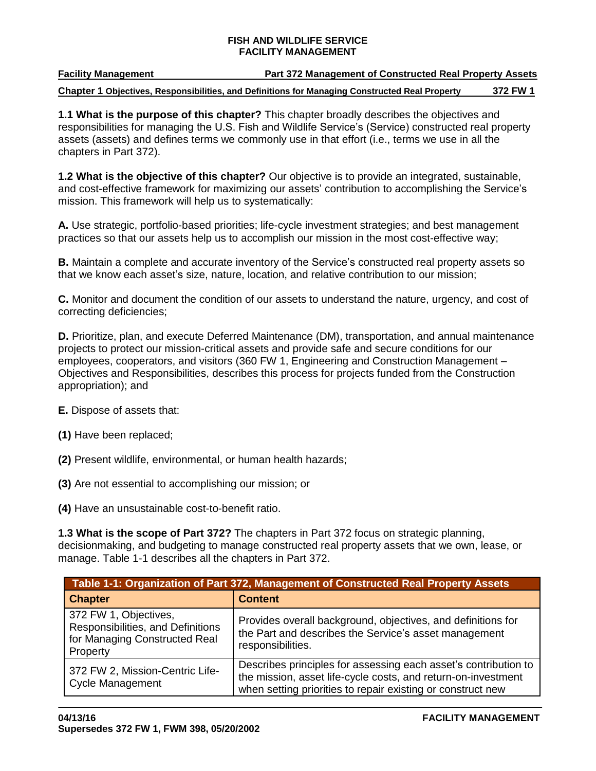# FISH AND WILDLIFE SERVICE
# FACILITY MANAGEMENT

**Facility Management** — **Part 372 Management of Constructed Real Property Assets**

**Chapter 1 Objectives, Responsibilities, and Definitions for Managing Constructed Real Property** — **372 FW 1**

**1.1 What is the purpose of this chapter?** This chapter broadly describes the objectives and responsibilities for managing the U.S. Fish and Wildlife Service's (Service) constructed real property assets (assets) and defines terms we commonly use in that effort (i.e., terms we use in all the chapters in Part 372).

**1.2 What is the objective of this chapter?** Our objective is to provide an integrated, sustainable, and cost-effective framework for maximizing our assets' contribution to accomplishing the Service's mission. This framework will help us to systematically:

**A.** Use strategic, portfolio-based priorities; life-cycle investment strategies; and best management practices so that our assets help us to accomplish our mission in the most cost-effective way;

**B.** Maintain a complete and accurate inventory of the Service's constructed real property assets so that we know each asset's size, nature, location, and relative contribution to our mission;

**C.** Monitor and document the condition of our assets to understand the nature, urgency, and cost of correcting deficiencies;

**D.** Prioritize, plan, and execute Deferred Maintenance (DM), transportation, and annual maintenance projects to protect our mission-critical assets and provide safe and secure conditions for our employees, cooperators, and visitors (360 FW 1, Engineering and Construction Management – Objectives and Responsibilities, describes this process for projects funded from the Construction appropriation); and

**E.** Dispose of assets that:

**(1)** Have been replaced;

**(2)** Present wildlife, environmental, or human health hazards;

**(3)** Are not essential to accomplishing our mission; or

**(4)** Have an unsustainable cost-to-benefit ratio.

**1.3 What is the scope of Part 372?** The chapters in Part 372 focus on strategic planning, decisionmaking, and budgeting to manage constructed real property assets that we own, lease, or manage. Table 1-1 describes all the chapters in Part 372.

| Table 1-1: Organization of Part 372, Management of Constructed Real Property Assets | |
|---|---|
| **Chapter** | **Content** |
| 372 FW 1, Objectives, Responsibilities, and Definitions for Managing Constructed Real Property | Provides overall background, objectives, and definitions for the Part and describes the Service's asset management responsibilities. |
| 372 FW 2, Mission-Centric Life-Cycle Management | Describes principles for assessing each asset's contribution to the mission, asset life-cycle costs, and return-on-investment when setting priorities to repair existing or construct new |

04/13/16
Supersedes 372 FW 1, FWM 398, 05/20/2002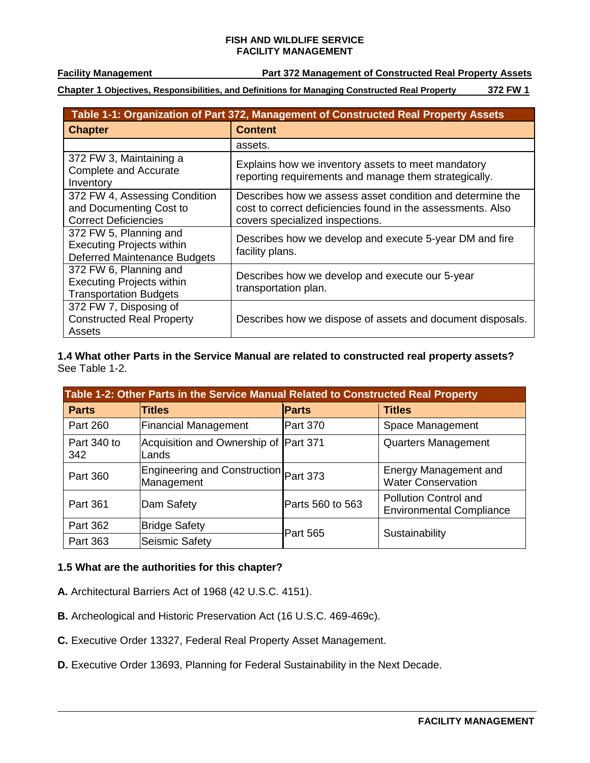| Table 1-1: Organization of Part 372, Management of Constructed Real Property Assets | |
|---|---|
| **Chapter** | **Content** |
| | assets. |
| 372 FW 3, Maintaining a Complete and Accurate Inventory | Explains how we inventory assets to meet mandatory reporting requirements and manage them strategically. |
| 372 FW 4, Assessing Condition and Documenting Cost to Correct Deficiencies | Describes how we assess asset condition and determine the cost to correct deficiencies found in the assessments. Also covers specialized inspections. |
| 372 FW 5, Planning and Executing Projects within Deferred Maintenance Budgets | Describes how we develop and execute 5-year DM and fire facility plans. |
| 372 FW 6, Planning and Executing Projects within Transportation Budgets | Describes how we develop and execute our 5-year transportation plan. |
| 372 FW 7, Disposing of Constructed Real Property Assets | Describes how we dispose of assets and document disposals. |

**1.4 What other Parts in the Service Manual are related to constructed real property assets?** See Table 1-2.

| Table 1-2: Other Parts in the Service Manual Related to Constructed Real Property | | | |
|---|---|---|---|
| **Parts** | **Titles** | **Parts** | **Titles** |
| Part 260 | Financial Management | Part 370 | Space Management |
| Part 340 to 342 | Acquisition and Ownership of Lands | Part 371 | Quarters Management |
| Part 360 | Engineering and Construction Management | Part 373 | Energy Management and Water Conservation |
| Part 361 | Dam Safety | Parts 560 to 563 | Pollution Control and Environmental Compliance |
| Part 362 | Bridge Safety | Part 565 | Sustainability |
| Part 363 | Seismic Safety | | |

**1.5 What are the authorities for this chapter?**

**A.** Architectural Barriers Act of 1968 (42 U.S.C. 4151).

**B.** Archeological and Historic Preservation Act (16 U.S.C. 469-469c).

**C.** Executive Order 13327, Federal Real Property Asset Management.

**D.** Executive Order 13693, Planning for Federal Sustainability in the Next Decade.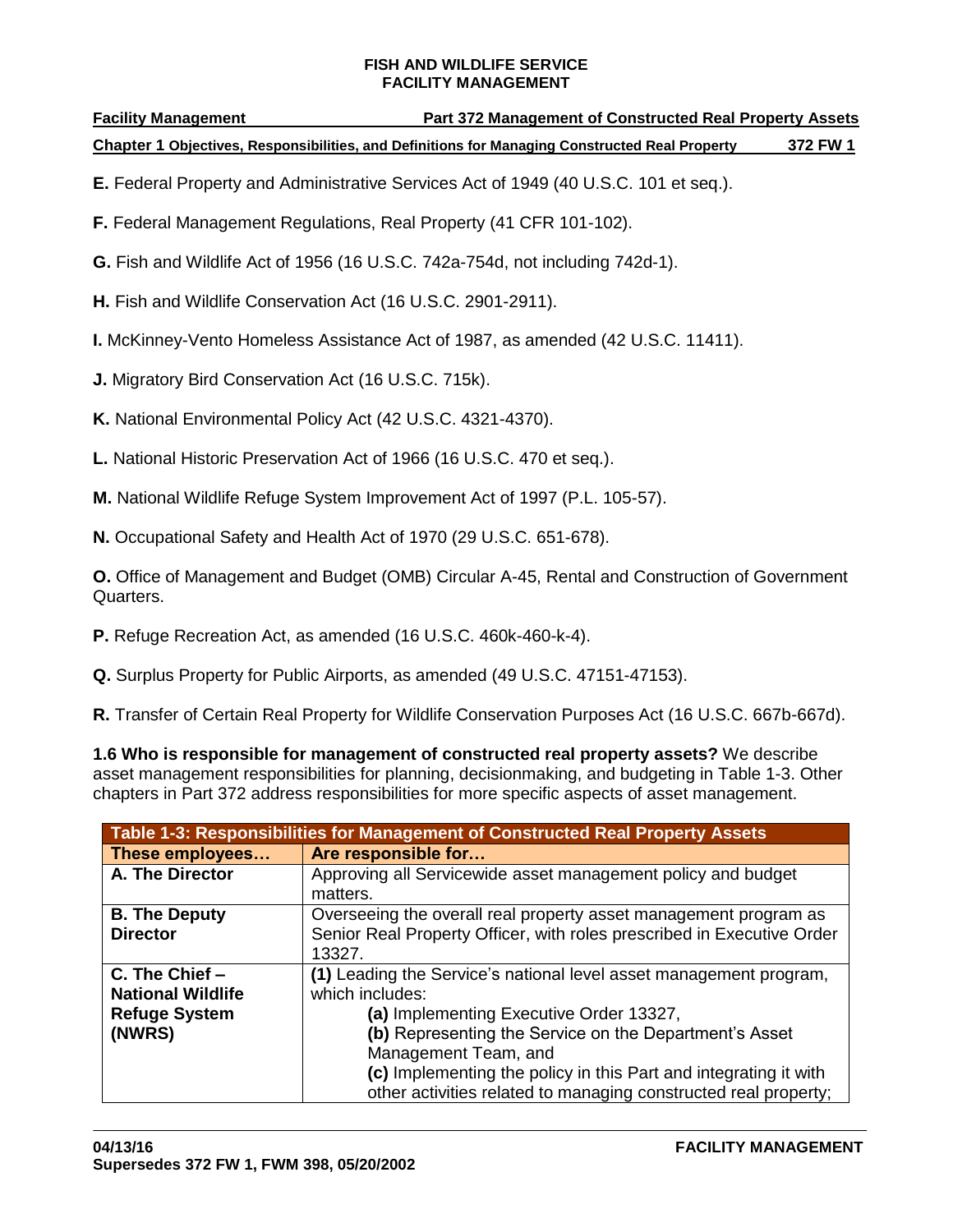**E.** Federal Property and Administrative Services Act of 1949 (40 U.S.C. 101 et seq.).

**F.** Federal Management Regulations, Real Property (41 CFR 101-102).

**G.** Fish and Wildlife Act of 1956 (16 U.S.C. 742a-754d, not including 742d-1).

**H.** Fish and Wildlife Conservation Act (16 U.S.C. 2901-2911).

**I.** McKinney-Vento Homeless Assistance Act of 1987, as amended (42 U.S.C. 11411).

**J.** Migratory Bird Conservation Act (16 U.S.C. 715k).

**K.** National Environmental Policy Act (42 U.S.C. 4321-4370).

**L.** National Historic Preservation Act of 1966 (16 U.S.C. 470 et seq.).

**M.** National Wildlife Refuge System Improvement Act of 1997 (P.L. 105-57).

**N.** Occupational Safety and Health Act of 1970 (29 U.S.C. 651-678).

**O.** Office of Management and Budget (OMB) Circular A-45, Rental and Construction of Government Quarters.

**P.** Refuge Recreation Act, as amended (16 U.S.C. 460k-460-k-4).

**Q.** Surplus Property for Public Airports, as amended (49 U.S.C. 47151-47153).

**R.** Transfer of Certain Real Property for Wildlife Conservation Purposes Act (16 U.S.C. 667b-667d).

**1.6 Who is responsible for management of constructed real property assets?** We describe asset management responsibilities for planning, decisionmaking, and budgeting in Table 1-3. Other chapters in Part 372 address responsibilities for more specific aspects of asset management.

**Table 1-3: Responsibilities for Management of Constructed Real Property Assets**

| These employees… | Are responsible for… |
|---|---|
| **A. The Director** | Approving all Servicewide asset management policy and budget matters. |
| **B. The Deputy Director** | Overseeing the overall real property asset management program as Senior Real Property Officer, with roles prescribed in Executive Order 13327. |
| **C. The Chief – National Wildlife Refuge System (NWRS)** | **(1)** Leading the Service's national level asset management program, which includes:<br>**(a)** Implementing Executive Order 13327,<br>**(b)** Representing the Service on the Department's Asset Management Team, and<br>**(c)** Implementing the policy in this Part and integrating it with other activities related to managing constructed real property; |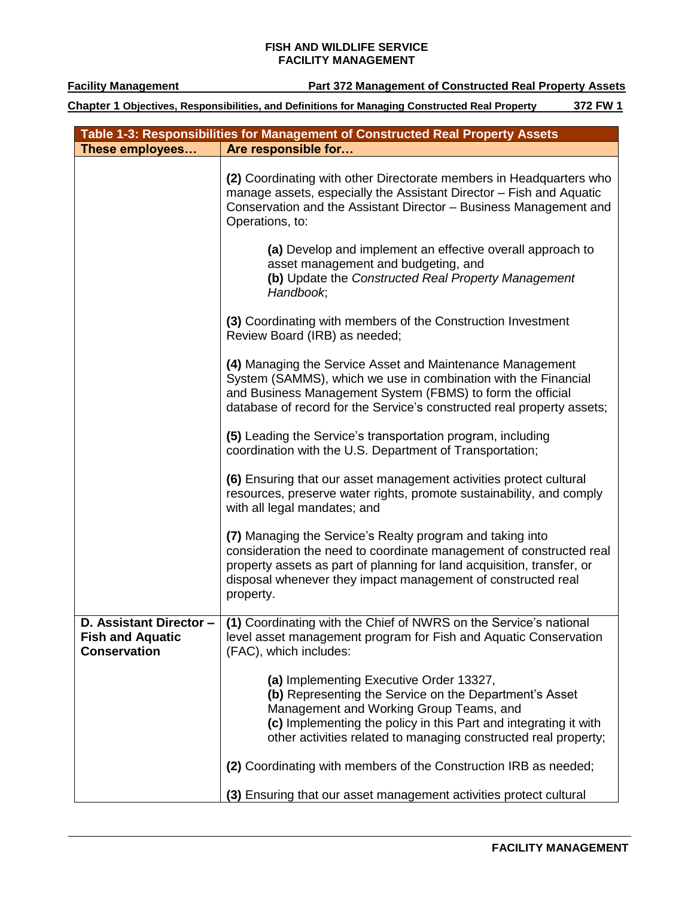| Table 1-3: Responsibilities for Management of Constructed Real Property Assets | |
|---|---|
| **These employees…** | **Are responsible for…** |
| | **(2)** Coordinating with other Directorate members in Headquarters who manage assets, especially the Assistant Director – Fish and Aquatic Conservation and the Assistant Director – Business Management and Operations, to:<br><br>**(a)** Develop and implement an effective overall approach to asset management and budgeting, and<br>**(b)** Update the *Constructed Real Property Management Handbook*;<br><br>**(3)** Coordinating with members of the Construction Investment Review Board (IRB) as needed;<br><br>**(4)** Managing the Service Asset and Maintenance Management System (SAMMS), which we use in combination with the Financial and Business Management System (FBMS) to form the official database of record for the Service's constructed real property assets;<br><br>**(5)** Leading the Service's transportation program, including coordination with the U.S. Department of Transportation;<br><br>**(6)** Ensuring that our asset management activities protect cultural resources, preserve water rights, promote sustainability, and comply with all legal mandates; and<br><br>**(7)** Managing the Service's Realty program and taking into consideration the need to coordinate management of constructed real property assets as part of planning for land acquisition, transfer, or disposal whenever they impact management of constructed real property. |
| **D. Assistant Director – Fish and Aquatic Conservation** | **(1)** Coordinating with the Chief of NWRS on the Service's national level asset management program for Fish and Aquatic Conservation (FAC), which includes:<br><br>**(a)** Implementing Executive Order 13327,<br>**(b)** Representing the Service on the Department's Asset Management and Working Group Teams, and<br>**(c)** Implementing the policy in this Part and integrating it with other activities related to managing constructed real property;<br><br>**(2)** Coordinating with members of the Construction IRB as needed;<br><br>**(3)** Ensuring that our asset management activities protect cultural |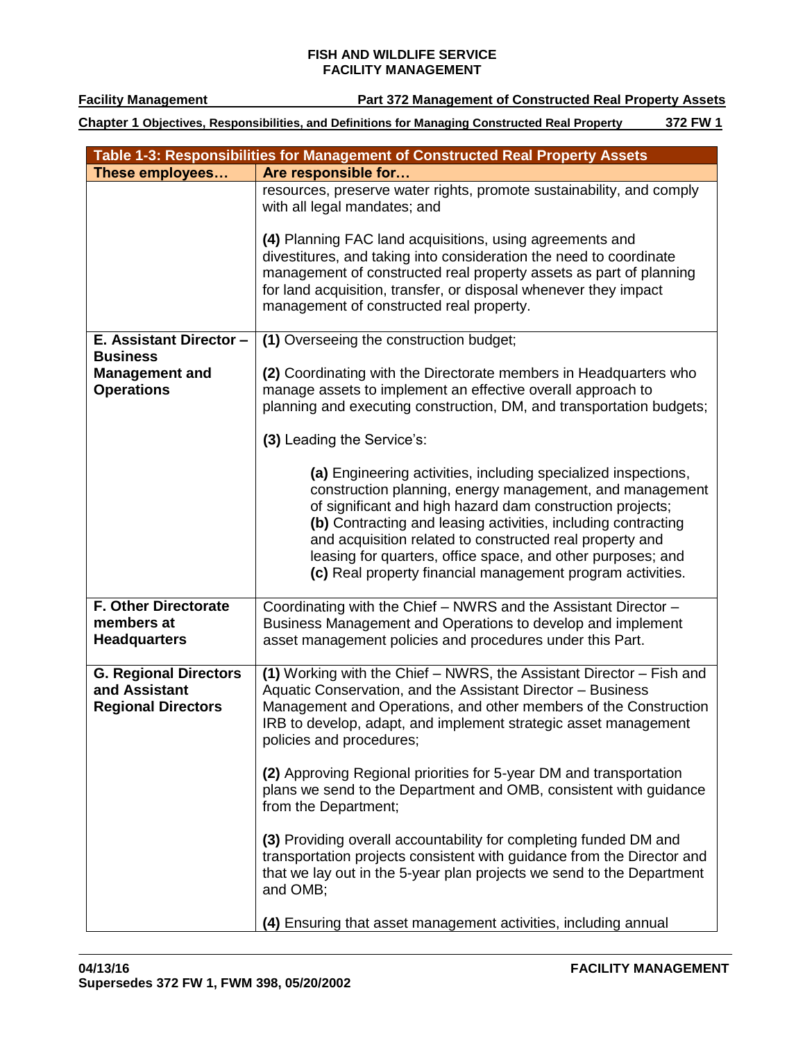| Table 1-3: Responsibilities for Management of Constructed Real Property Assets | |
|---|---|
| **These employees…** | **Are responsible for…** |
| | resources, preserve water rights, promote sustainability, and comply with all legal mandates; and<br><br>**(4)** Planning FAC land acquisitions, using agreements and divestitures, and taking into consideration the need to coordinate management of constructed real property assets as part of planning for land acquisition, transfer, or disposal whenever they impact management of constructed real property. |
| **E. Assistant Director – Business Management and Operations** | **(1)** Overseeing the construction budget;<br><br>**(2)** Coordinating with the Directorate members in Headquarters who manage assets to implement an effective overall approach to planning and executing construction, DM, and transportation budgets;<br><br>**(3)** Leading the Service's:<br><br>**(a)** Engineering activities, including specialized inspections, construction planning, energy management, and management of significant and high hazard dam construction projects;<br>**(b)** Contracting and leasing activities, including contracting and acquisition related to constructed real property and leasing for quarters, office space, and other purposes; and<br>**(c)** Real property financial management program activities. |
| **F. Other Directorate members at Headquarters** | Coordinating with the Chief – NWRS and the Assistant Director – Business Management and Operations to develop and implement asset management policies and procedures under this Part. |
| **G. Regional Directors and Assistant Regional Directors** | **(1)** Working with the Chief – NWRS, the Assistant Director – Fish and Aquatic Conservation, and the Assistant Director – Business Management and Operations, and other members of the Construction IRB to develop, adapt, and implement strategic asset management policies and procedures;<br><br>**(2)** Approving Regional priorities for 5-year DM and transportation plans we send to the Department and OMB, consistent with guidance from the Department;<br><br>**(3)** Providing overall accountability for completing funded DM and transportation projects consistent with guidance from the Director and that we lay out in the 5-year plan projects we send to the Department and OMB;<br><br>**(4)** Ensuring that asset management activities, including annual |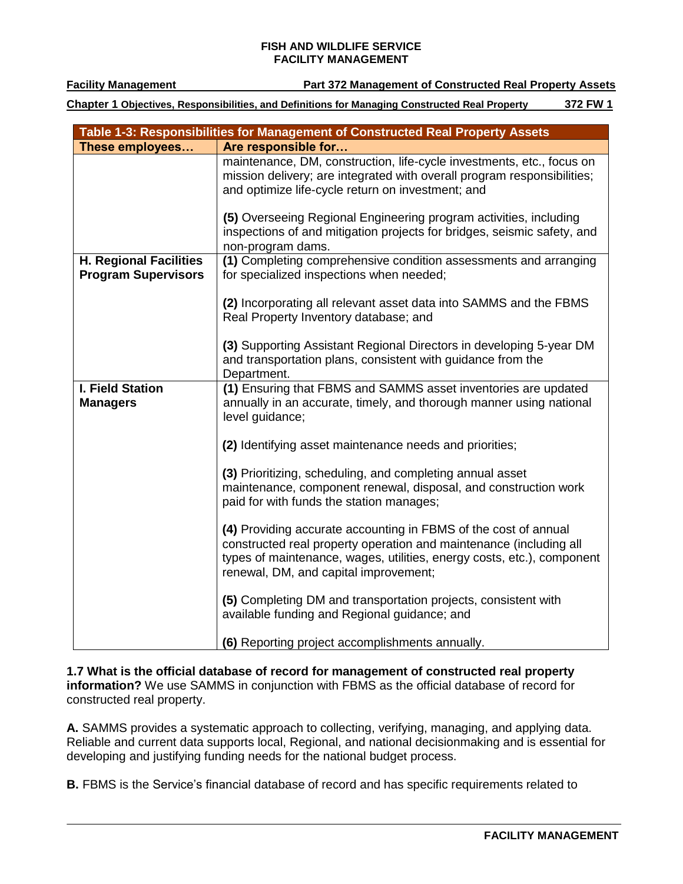| Table 1-3: Responsibilities for Management of Constructed Real Property Assets | |
|---|---|
| **These employees…** | **Are responsible for…** |
| | maintenance, DM, construction, life-cycle investments, etc., focus on mission delivery; are integrated with overall program responsibilities; and optimize life-cycle return on investment; and<br><br>**(5)** Overseeing Regional Engineering program activities, including inspections of and mitigation projects for bridges, seismic safety, and non-program dams. |
| **H. Regional Facilities Program Supervisors** | **(1)** Completing comprehensive condition assessments and arranging for specialized inspections when needed;<br><br>**(2)** Incorporating all relevant asset data into SAMMS and the FBMS Real Property Inventory database; and<br><br>**(3)** Supporting Assistant Regional Directors in developing 5-year DM and transportation plans, consistent with guidance from the Department. |
| **I. Field Station Managers** | **(1)** Ensuring that FBMS and SAMMS asset inventories are updated annually in an accurate, timely, and thorough manner using national level guidance;<br><br>**(2)** Identifying asset maintenance needs and priorities;<br><br>**(3)** Prioritizing, scheduling, and completing annual asset maintenance, component renewal, disposal, and construction work paid for with funds the station manages;<br><br>**(4)** Providing accurate accounting in FBMS of the cost of annual constructed real property operation and maintenance (including all types of maintenance, wages, utilities, energy costs, etc.), component renewal, DM, and capital improvement;<br><br>**(5)** Completing DM and transportation projects, consistent with available funding and Regional guidance; and<br><br>**(6)** Reporting project accomplishments annually. |

**1.7 What is the official database of record for management of constructed real property information?** We use SAMMS in conjunction with FBMS as the official database of record for constructed real property.

**A.** SAMMS provides a systematic approach to collecting, verifying, managing, and applying data. Reliable and current data supports local, Regional, and national decisionmaking and is essential for developing and justifying funding needs for the national budget process.

**B.** FBMS is the Service's financial database of record and has specific requirements related to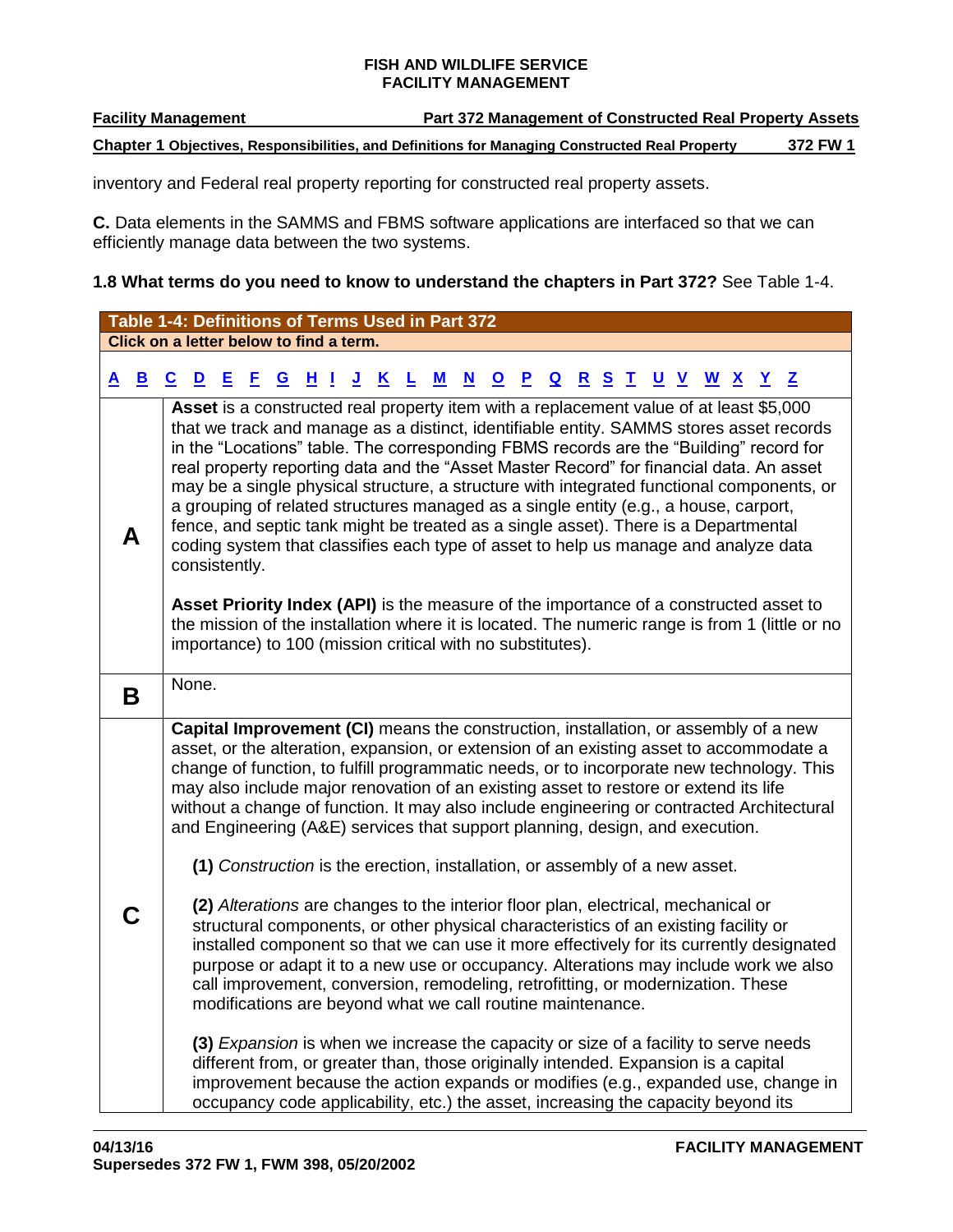inventory and Federal real property reporting for constructed real property assets.

**C.** Data elements in the SAMMS and FBMS software applications are interfaced so that we can efficiently manage data between the two systems.

**1.8 What terms do you need to know to understand the chapters in Part 372?** See Table 1-4.

| **Table 1-4: Definitions of Terms Used in Part 372** | |
|---|---|
| **Click on a letter below to find a term.** | |
| **A B C D E F G H I J K L M N O P Q R S T U V W X Y Z** | |
| **A** | **Asset** is a constructed real property item with a replacement value of at least $5,000 that we track and manage as a distinct, identifiable entity. SAMMS stores asset records in the "Locations" table. The corresponding FBMS records are the "Building" record for real property reporting data and the "Asset Master Record" for financial data. An asset may be a single physical structure, a structure with integrated functional components, or a grouping of related structures managed as a single entity (e.g., a house, carport, fence, and septic tank might be treated as a single asset). There is a Departmental coding system that classifies each type of asset to help us manage and analyze data consistently.<br><br>**Asset Priority Index (API)** is the measure of the importance of a constructed asset to the mission of the installation where it is located. The numeric range is from 1 (little or no importance) to 100 (mission critical with no substitutes). |
| **B** | None. |
| **C** | **Capital Improvement (CI)** means the construction, installation, or assembly of a new asset, or the alteration, expansion, or extension of an existing asset to accommodate a change of function, to fulfill programmatic needs, or to incorporate new technology. This may also include major renovation of an existing asset to restore or extend its life without a change of function. It may also include engineering or contracted Architectural and Engineering (A&E) services that support planning, design, and execution.<br><br>**(1)** *Construction* is the erection, installation, or assembly of a new asset.<br><br>**(2)** *Alterations* are changes to the interior floor plan, electrical, mechanical or structural components, or other physical characteristics of an existing facility or installed component so that we can use it more effectively for its currently designated purpose or adapt it to a new use or occupancy. Alterations may include work we also call improvement, conversion, remodeling, retrofitting, or modernization. These modifications are beyond what we call routine maintenance.<br><br>**(3)** *Expansion* is when we increase the capacity or size of a facility to serve needs different from, or greater than, those originally intended. Expansion is a capital improvement because the action expands or modifies (e.g., expanded use, change in occupancy code applicability, etc.) the asset, increasing the capacity beyond its |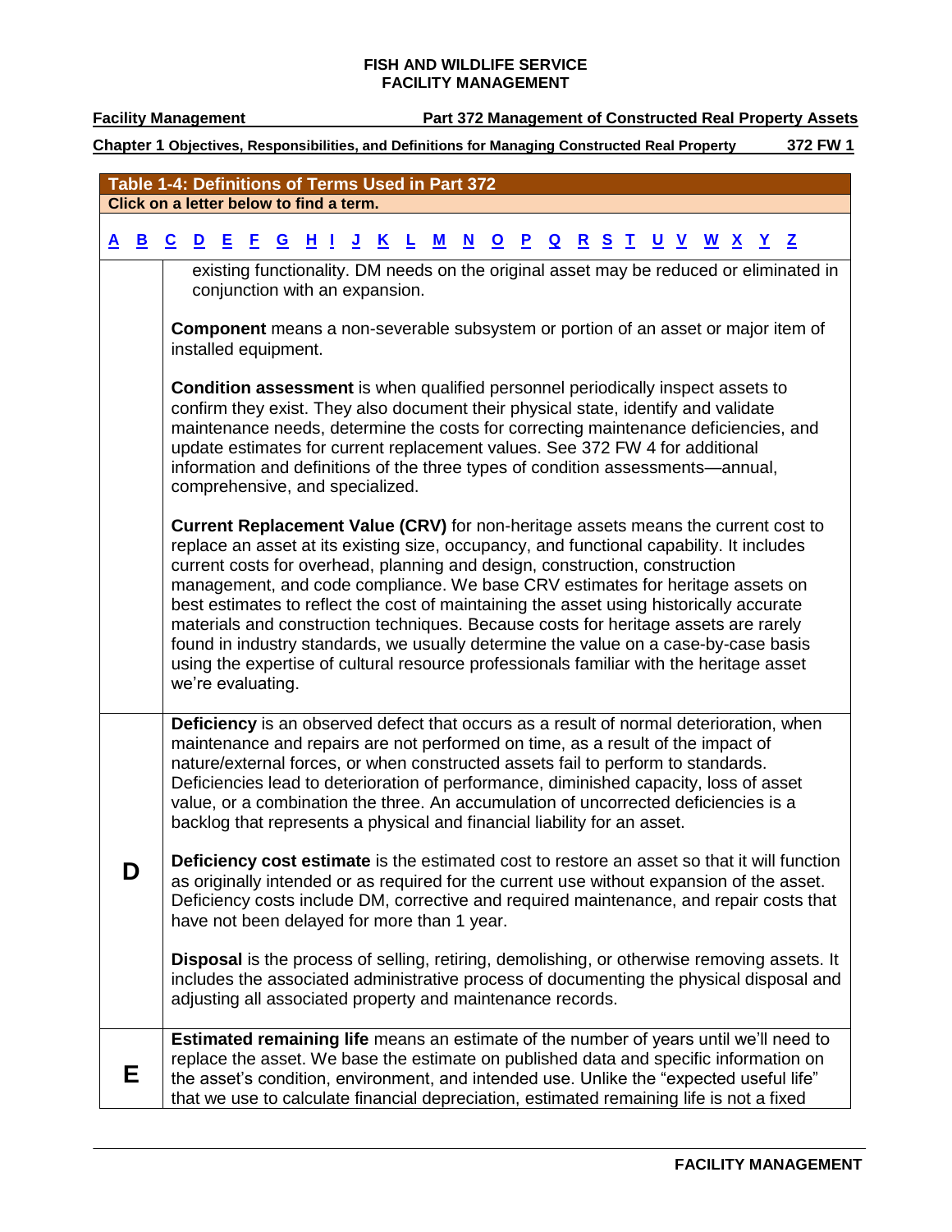| Table 1-4: Definitions of Terms Used in Part 372 | |
|---|---|
| Click on a letter below to find a term. | |
| A B C D E F G H I J K L M N O P Q R S T U V W X Y Z | |
| | existing functionality. DM needs on the original asset may be reduced or eliminated in conjunction with an expansion.<br><br>**Component** means a non-severable subsystem or portion of an asset or major item of installed equipment.<br><br>**Condition assessment** is when qualified personnel periodically inspect assets to confirm they exist. They also document their physical state, identify and validate maintenance needs, determine the costs for correcting maintenance deficiencies, and update estimates for current replacement values. See 372 FW 4 for additional information and definitions of the three types of condition assessments—annual, comprehensive, and specialized.<br><br>**Current Replacement Value (CRV)** for non-heritage assets means the current cost to replace an asset at its existing size, occupancy, and functional capability. It includes current costs for overhead, planning and design, construction, construction management, and code compliance. We base CRV estimates for heritage assets on best estimates to reflect the cost of maintaining the asset using historically accurate materials and construction techniques. Because costs for heritage assets are rarely found in industry standards, we usually determine the value on a case-by-case basis using the expertise of cultural resource professionals familiar with the heritage asset we're evaluating. |
| **D** | **Deficiency** is an observed defect that occurs as a result of normal deterioration, when maintenance and repairs are not performed on time, as a result of the impact of nature/external forces, or when constructed assets fail to perform to standards. Deficiencies lead to deterioration of performance, diminished capacity, loss of asset value, or a combination the three. An accumulation of uncorrected deficiencies is a backlog that represents a physical and financial liability for an asset.<br><br>**Deficiency cost estimate** is the estimated cost to restore an asset so that it will function as originally intended or as required for the current use without expansion of the asset. Deficiency costs include DM, corrective and required maintenance, and repair costs that have not been delayed for more than 1 year.<br><br>**Disposal** is the process of selling, retiring, demolishing, or otherwise removing assets. It includes the associated administrative process of documenting the physical disposal and adjusting all associated property and maintenance records. |
| **E** | **Estimated remaining life** means an estimate of the number of years until we'll need to replace the asset. We base the estimate on published data and specific information on the asset's condition, environment, and intended use. Unlike the "expected useful life" that we use to calculate financial depreciation, estimated remaining life is not a fixed |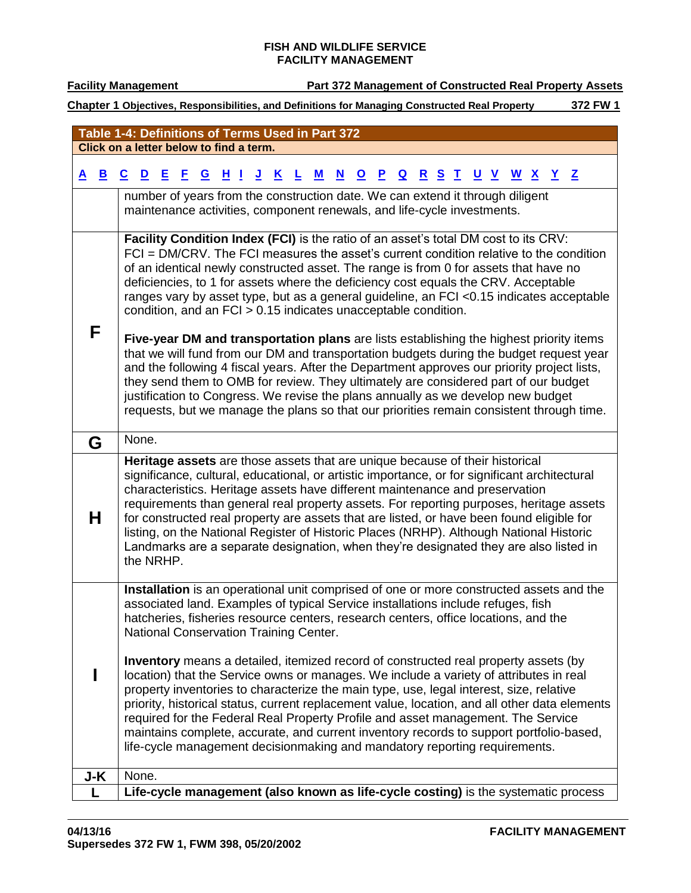| Table 1-4: Definitions of Terms Used in Part 372 | |
|---|---|
| Click on a letter below to find a term. | |
| A B C D E F G H I J K L M N O P Q R S T U V W X Y Z | |
| | number of years from the construction date. We can extend it through diligent maintenance activities, component renewals, and life-cycle investments. |
| F | **Facility Condition Index (FCI)** is the ratio of an asset's total DM cost to its CRV: FCI = DM/CRV. The FCI measures the asset's current condition relative to the condition of an identical newly constructed asset. The range is from 0 for assets that have no deficiencies, to 1 for assets where the deficiency cost equals the CRV. Acceptable ranges vary by asset type, but as a general guideline, an FCI <0.15 indicates acceptable condition, and an FCI > 0.15 indicates unacceptable condition.<br><br>**Five-year DM and transportation plans** are lists establishing the highest priority items that we will fund from our DM and transportation budgets during the budget request year and the following 4 fiscal years. After the Department approves our priority project lists, they send them to OMB for review. They ultimately are considered part of our budget justification to Congress. We revise the plans annually as we develop new budget requests, but we manage the plans so that our priorities remain consistent through time. |
| G | None. |
| H | **Heritage assets** are those assets that are unique because of their historical significance, cultural, educational, or artistic importance, or for significant architectural characteristics. Heritage assets have different maintenance and preservation requirements than general real property assets. For reporting purposes, heritage assets for constructed real property are assets that are listed, or have been found eligible for listing, on the National Register of Historic Places (NRHP). Although National Historic Landmarks are a separate designation, when they're designated they are also listed in the NRHP. |
| I | **Installation** is an operational unit comprised of one or more constructed assets and the associated land. Examples of typical Service installations include refuges, fish hatcheries, fisheries resource centers, research centers, office locations, and the National Conservation Training Center.<br><br>**Inventory** means a detailed, itemized record of constructed real property assets (by location) that the Service owns or manages. We include a variety of attributes in real property inventories to characterize the main type, use, legal interest, size, relative priority, historical status, current replacement value, location, and all other data elements required for the Federal Real Property Profile and asset management. The Service maintains complete, accurate, and current inventory records to support portfolio-based, life-cycle management decisionmaking and mandatory reporting requirements. |
| J-K | None. |
| L | **Life-cycle management (also known as life-cycle costing)** is the systematic process |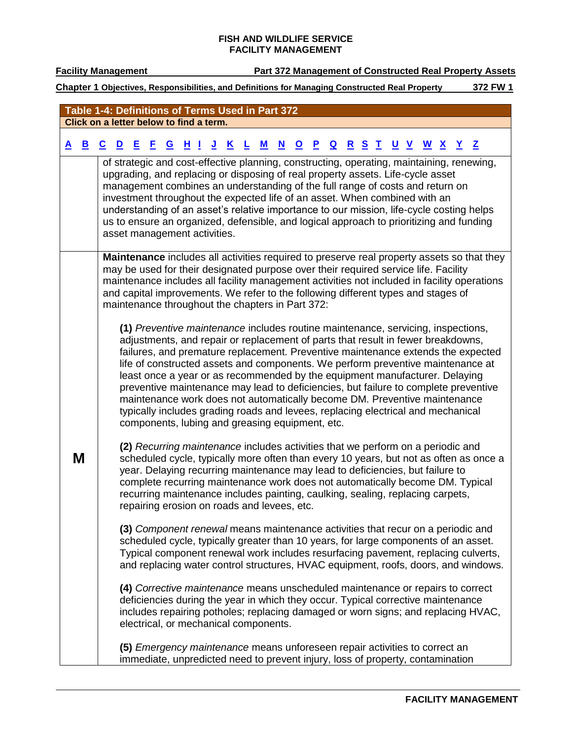| Table 1-4: Definitions of Terms Used in Part 372 | |
|---|---|
| Click on a letter below to find a term. | |
| A B C D E F G H I J K L M N O P Q R S T U V W X Y Z | |
| | of strategic and cost-effective planning, constructing, operating, maintaining, renewing, upgrading, and replacing or disposing of real property assets. Life-cycle asset management combines an understanding of the full range of costs and return on investment throughout the expected life of an asset. When combined with an understanding of an asset's relative importance to our mission, life-cycle costing helps us to ensure an organized, defensible, and logical approach to prioritizing and funding asset management activities. |
| **M** | **Maintenance** includes all activities required to preserve real property assets so that they may be used for their designated purpose over their required service life. Facility maintenance includes all facility management activities not included in facility operations and capital improvements. We refer to the following different types and stages of maintenance throughout the chapters in Part 372:<br><br>**(1)** *Preventive maintenance* includes routine maintenance, servicing, inspections, adjustments, and repair or replacement of parts that result in fewer breakdowns, failures, and premature replacement. Preventive maintenance extends the expected life of constructed assets and components. We perform preventive maintenance at least once a year or as recommended by the equipment manufacturer. Delaying preventive maintenance may lead to deficiencies, but failure to complete preventive maintenance work does not automatically become DM. Preventive maintenance typically includes grading roads and levees, replacing electrical and mechanical components, lubing and greasing equipment, etc.<br><br>**(2)** *Recurring maintenance* includes activities that we perform on a periodic and scheduled cycle, typically more often than every 10 years, but not as often as once a year. Delaying recurring maintenance may lead to deficiencies, but failure to complete recurring maintenance work does not automatically become DM. Typical recurring maintenance includes painting, caulking, sealing, replacing carpets, repairing erosion on roads and levees, etc.<br><br>**(3)** *Component renewal* means maintenance activities that recur on a periodic and scheduled cycle, typically greater than 10 years, for large components of an asset. Typical component renewal work includes resurfacing pavement, replacing culverts, and replacing water control structures, HVAC equipment, roofs, doors, and windows.<br><br>**(4)** *Corrective maintenance* means unscheduled maintenance or repairs to correct deficiencies during the year in which they occur. Typical corrective maintenance includes repairing potholes; replacing damaged or worn signs; and replacing HVAC, electrical, or mechanical components.<br><br>**(5)** *Emergency maintenance* means unforeseen repair activities to correct an immediate, unpredicted need to prevent injury, loss of property, contamination |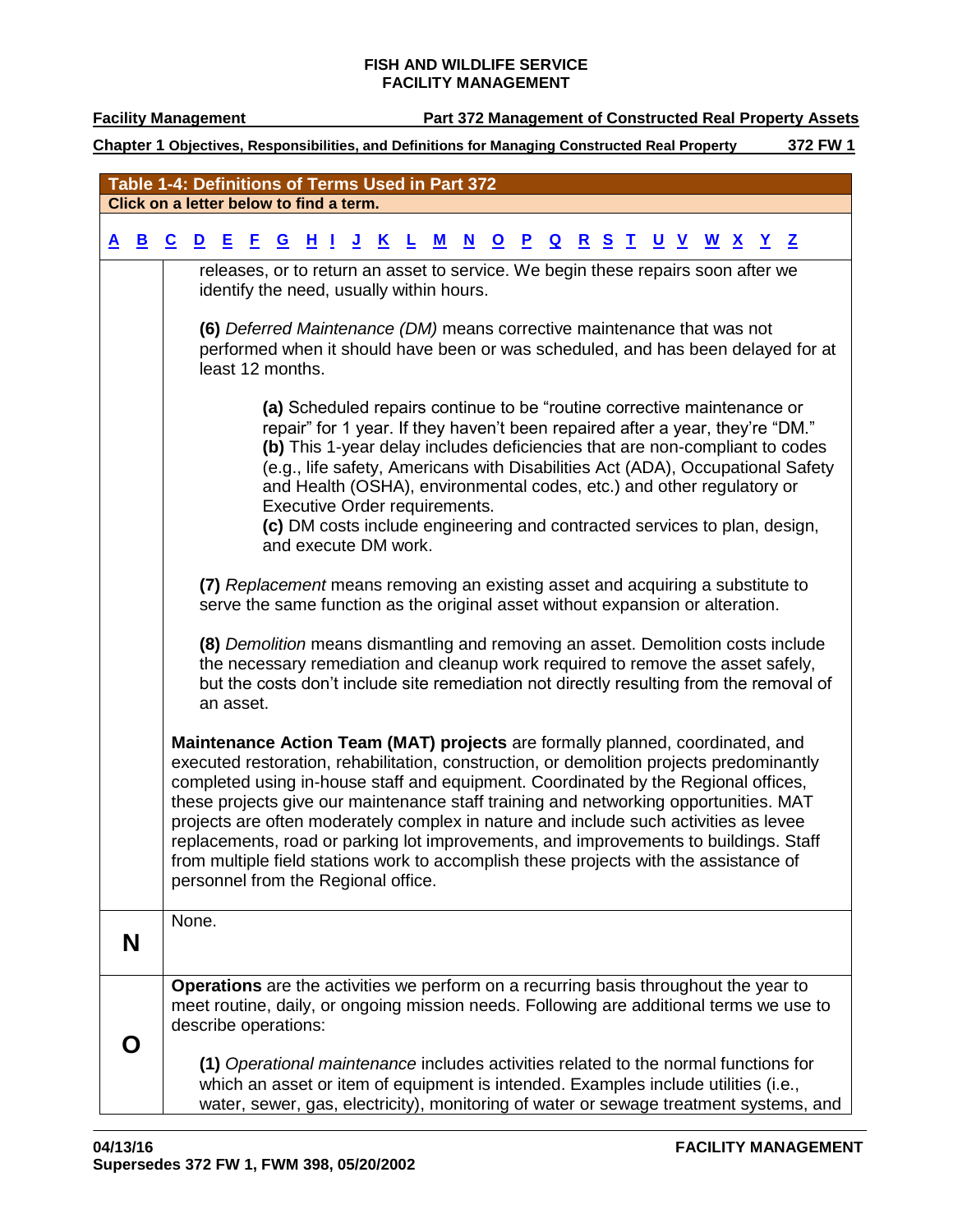| Table 1-4: Definitions of Terms Used in Part 372 | |
|---|---|
| Click on a letter below to find a term. | |
| A B C D E F G H I J K L M N O P Q R S T U V W X Y Z | |
| | releases, or to return an asset to service. We begin these repairs soon after we identify the need, usually within hours.<br><br>**(6)** *Deferred Maintenance (DM)* means corrective maintenance that was not performed when it should have been or was scheduled, and has been delayed for at least 12 months.<br><br>**(a)** Scheduled repairs continue to be "routine corrective maintenance or repair" for 1 year. If they haven't been repaired after a year, they're "DM."<br>**(b)** This 1-year delay includes deficiencies that are non-compliant to codes (e.g., life safety, Americans with Disabilities Act (ADA), Occupational Safety and Health (OSHA), environmental codes, etc.) and other regulatory or Executive Order requirements.<br>**(c)** DM costs include engineering and contracted services to plan, design, and execute DM work.<br><br>**(7)** *Replacement* means removing an existing asset and acquiring a substitute to serve the same function as the original asset without expansion or alteration.<br><br>**(8)** *Demolition* means dismantling and removing an asset. Demolition costs include the necessary remediation and cleanup work required to remove the asset safely, but the costs don't include site remediation not directly resulting from the removal of an asset.<br><br>**Maintenance Action Team (MAT) projects** are formally planned, coordinated, and executed restoration, rehabilitation, construction, or demolition projects predominantly completed using in-house staff and equipment. Coordinated by the Regional offices, these projects give our maintenance staff training and networking opportunities. MAT projects are often moderately complex in nature and include such activities as levee replacements, road or parking lot improvements, and improvements to buildings. Staff from multiple field stations work to accomplish these projects with the assistance of personnel from the Regional office. |
| **N** | None. |
| **O** | **Operations** are the activities we perform on a recurring basis throughout the year to meet routine, daily, or ongoing mission needs. Following are additional terms we use to describe operations:<br><br>**(1)** *Operational maintenance* includes activities related to the normal functions for which an asset or item of equipment is intended. Examples include utilities (i.e., water, sewer, gas, electricity), monitoring of water or sewage treatment systems, and |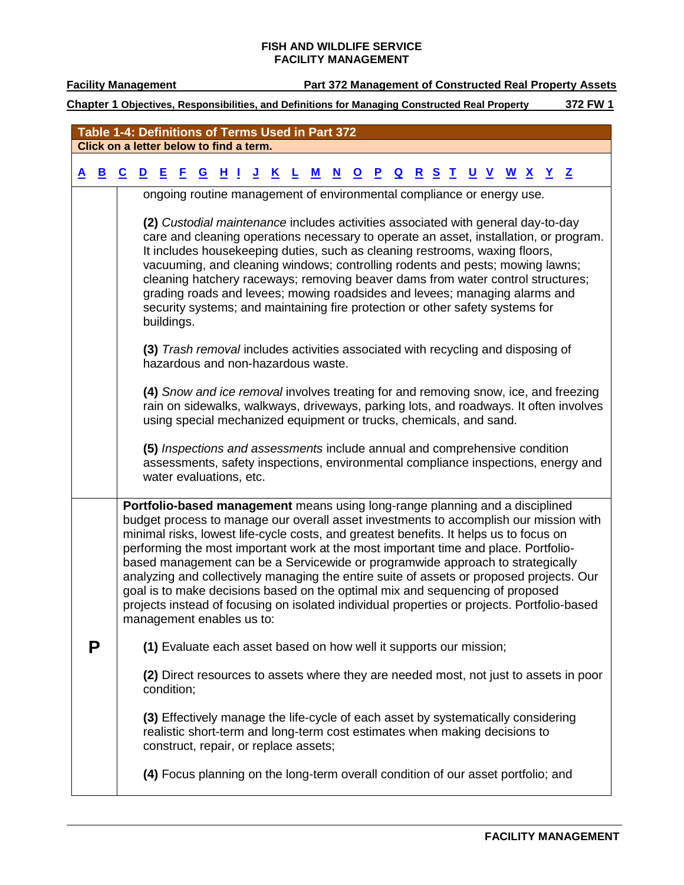| Table 1-4: Definitions of Terms Used in Part 372 | |
|---|---|
| Click on a letter below to find a term. | |
| A B C D E F G H I J K L M N O P Q R S T U V W X Y Z | |
| | ongoing routine management of environmental compliance or energy use.<br><br>**(2)** *Custodial maintenance* includes activities associated with general day-to-day care and cleaning operations necessary to operate an asset, installation, or program. It includes housekeeping duties, such as cleaning restrooms, waxing floors, vacuuming, and cleaning windows; controlling rodents and pests; mowing lawns; cleaning hatchery raceways; removing beaver dams from water control structures; grading roads and levees; mowing roadsides and levees; managing alarms and security systems; and maintaining fire protection or other safety systems for buildings.<br><br>**(3)** *Trash removal* includes activities associated with recycling and disposing of hazardous and non-hazardous waste.<br><br>**(4)** *Snow and ice removal* involves treating for and removing snow, ice, and freezing rain on sidewalks, walkways, driveways, parking lots, and roadways. It often involves using special mechanized equipment or trucks, chemicals, and sand.<br><br>**(5)** *Inspections and assessments* include annual and comprehensive condition assessments, safety inspections, environmental compliance inspections, energy and water evaluations, etc. |
| **P** | **Portfolio-based management** means using long-range planning and a disciplined budget process to manage our overall asset investments to accomplish our mission with minimal risks, lowest life-cycle costs, and greatest benefits. It helps us to focus on performing the most important work at the most important time and place. Portfolio-based management can be a Servicewide or programwide approach to strategically analyzing and collectively managing the entire suite of assets or proposed projects. Our goal is to make decisions based on the optimal mix and sequencing of proposed projects instead of focusing on isolated individual properties or projects. Portfolio-based management enables us to:<br><br>**(1)** Evaluate each asset based on how well it supports our mission;<br><br>**(2)** Direct resources to assets where they are needed most, not just to assets in poor condition;<br><br>**(3)** Effectively manage the life-cycle of each asset by systematically considering realistic short-term and long-term cost estimates when making decisions to construct, repair, or replace assets;<br><br>**(4)** Focus planning on the long-term overall condition of our asset portfolio; and |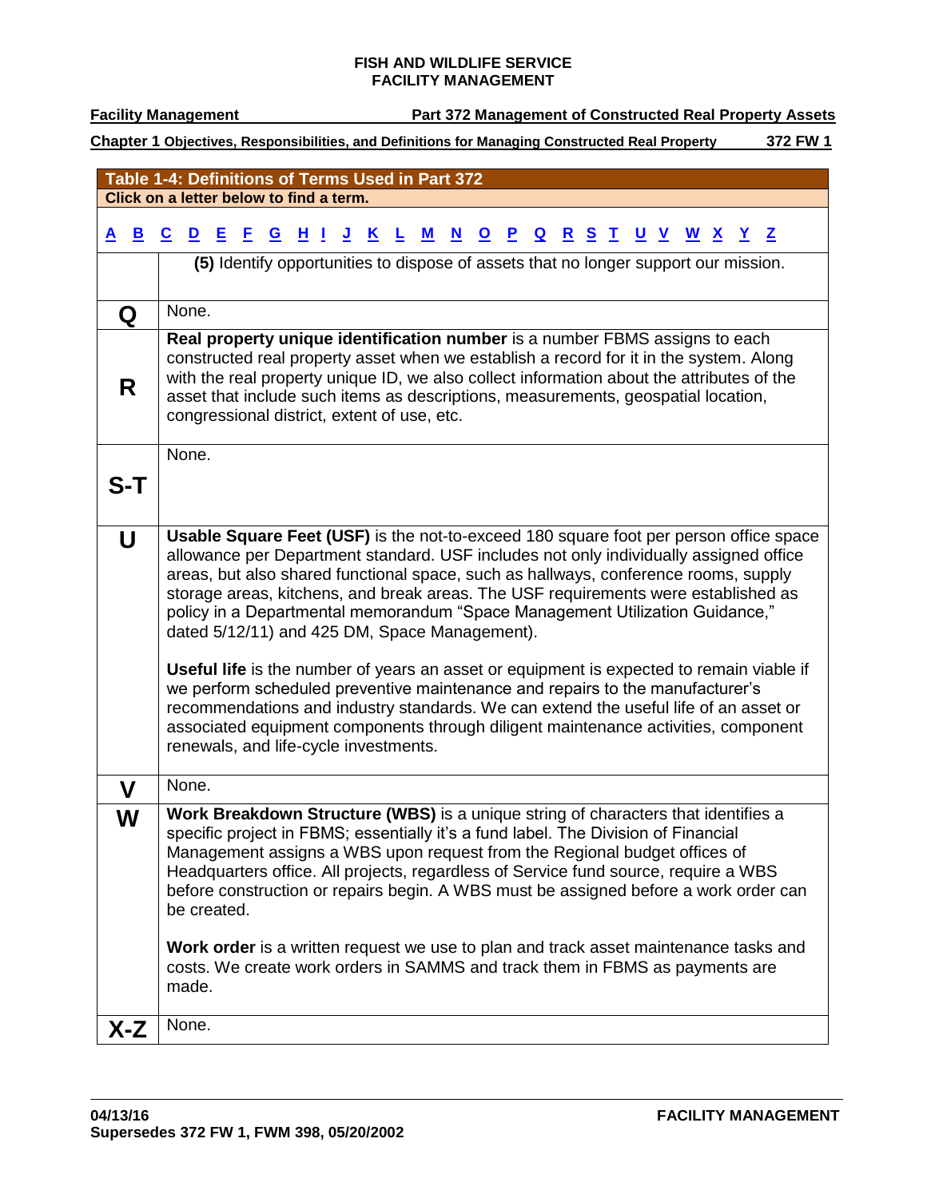| Table 1-4: Definitions of Terms Used in Part 372 | |
|---|---|
| **Click on a letter below to find a term.** | |
| A B C D E F G H I J K L M N O P Q R S T U V W X Y Z | |
| | **(5)** Identify opportunities to dispose of assets that no longer support our mission. |
| **Q** | None. |
| **R** | **Real property unique identification number** is a number FBMS assigns to each constructed real property asset when we establish a record for it in the system. Along with the real property unique ID, we also collect information about the attributes of the asset that include such items as descriptions, measurements, geospatial location, congressional district, extent of use, etc. |
| **S-T** | None. |
| **U** | **Usable Square Feet (USF)** is the not-to-exceed 180 square foot per person office space allowance per Department standard. USF includes not only individually assigned office areas, but also shared functional space, such as hallways, conference rooms, supply storage areas, kitchens, and break areas. The USF requirements were established as policy in a Departmental memorandum "Space Management Utilization Guidance," dated 5/12/11) and 425 DM, Space Management).<br><br>**Useful life** is the number of years an asset or equipment is expected to remain viable if we perform scheduled preventive maintenance and repairs to the manufacturer's recommendations and industry standards. We can extend the useful life of an asset or associated equipment components through diligent maintenance activities, component renewals, and life-cycle investments. |
| **V** | None. |
| **W** | **Work Breakdown Structure (WBS)** is a unique string of characters that identifies a specific project in FBMS; essentially it's a fund label. The Division of Financial Management assigns a WBS upon request from the Regional budget offices of Headquarters office. All projects, regardless of Service fund source, require a WBS before construction or repairs begin. A WBS must be assigned before a work order can be created.<br><br>**Work order** is a written request we use to plan and track asset maintenance tasks and costs. We create work orders in SAMMS and track them in FBMS as payments are made. |
| **X-Z** | None. |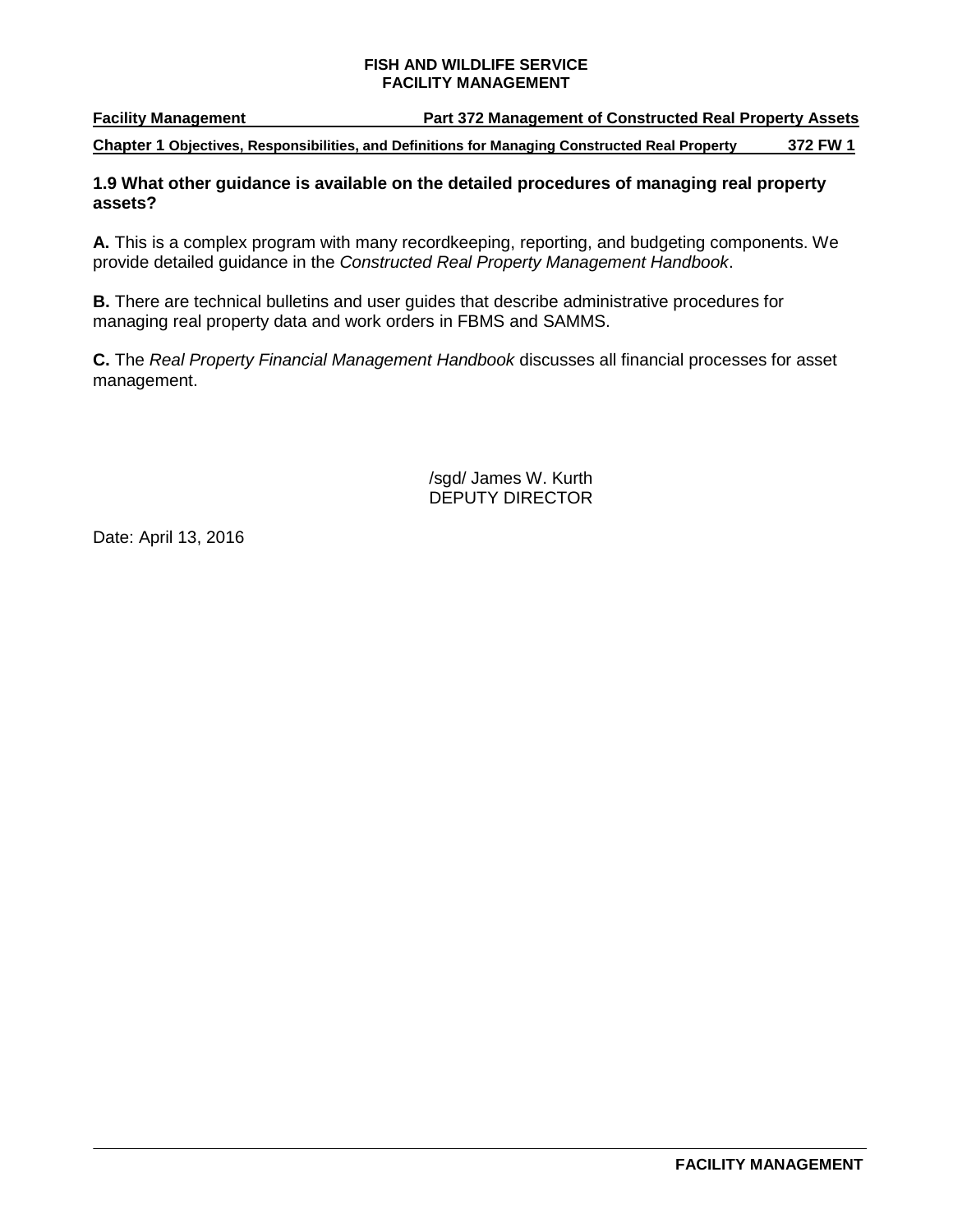**1.9 What other guidance is available on the detailed procedures of managing real property assets?**

**A.** This is a complex program with many recordkeeping, reporting, and budgeting components. We provide detailed guidance in the *Constructed Real Property Management Handbook*.

**B.** There are technical bulletins and user guides that describe administrative procedures for managing real property data and work orders in FBMS and SAMMS.

**C.** The *Real Property Financial Management Handbook* discusses all financial processes for asset management.

/sgd/ James W. Kurth
DEPUTY DIRECTOR

Date: April 13, 2016